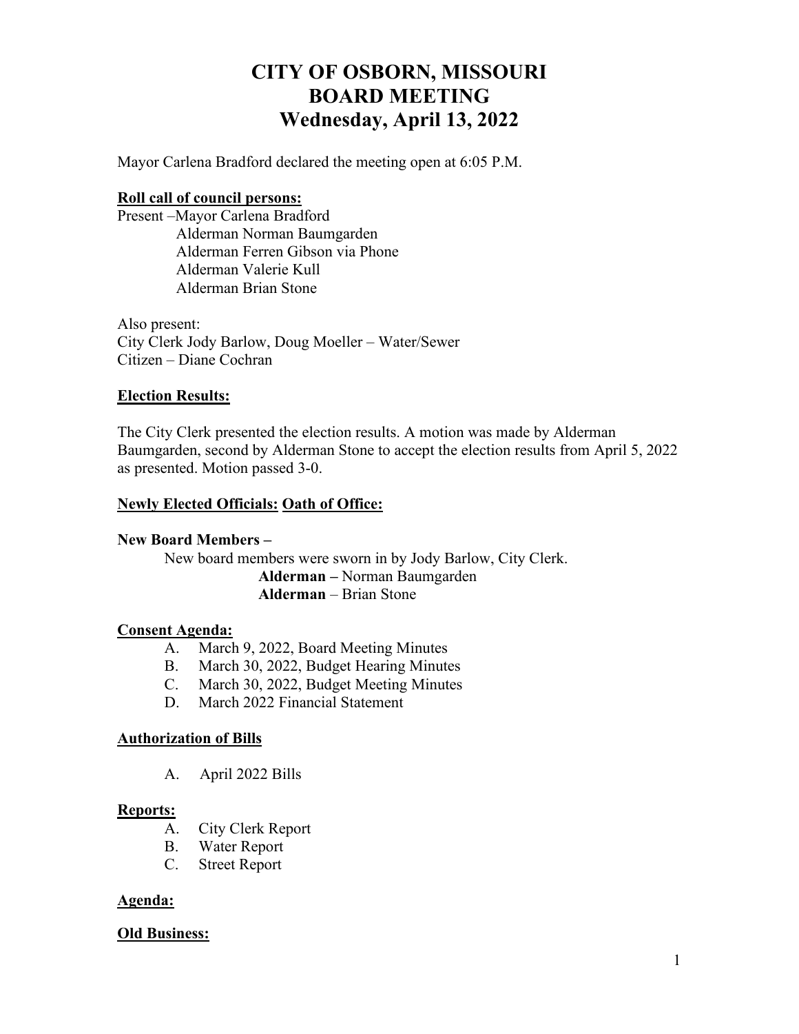# CITY OF OSBORN, MISSOURI
# BOARD MEETING
# Wednesday, April 13, 2022

Mayor Carlena Bradford declared the meeting open at 6:05 P.M.

**Roll call of council persons:**

Present –Mayor Carlena Bradford
Alderman Norman Baumgarden
Alderman Ferren Gibson via Phone
Alderman Valerie Kull
Alderman Brian Stone

Also present:
City Clerk Jody Barlow, Doug Moeller – Water/Sewer
Citizen – Diane Cochran

**Election Results:**

The City Clerk presented the election results. A motion was made by Alderman Baumgarden, second by Alderman Stone to accept the election results from April 5, 2022 as presented. Motion passed 3-0.

**Newly Elected Officials: Oath of Office:**

**New Board Members –**

New board members were sworn in by Jody Barlow, City Clerk.

**Alderman –** Norman Baumgarden
**Alderman** – Brian Stone

**Consent Agenda:**

A. March 9, 2022, Board Meeting Minutes
B. March 30, 2022, Budget Hearing Minutes
C. March 30, 2022, Budget Meeting Minutes
D. March 2022 Financial Statement

**Authorization of Bills**

A. April 2022 Bills

**Reports:**

A. City Clerk Report
B. Water Report
C. Street Report

**Agenda:**

**Old Business:**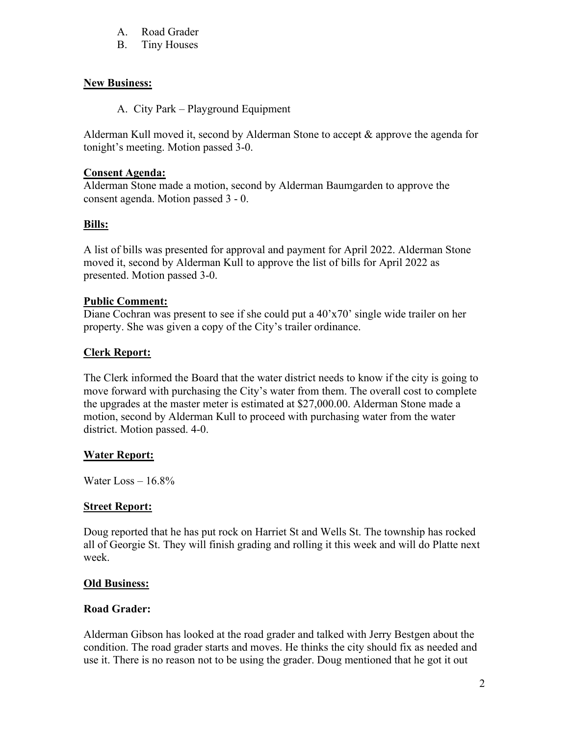A. Road Grader
B. Tiny Houses

**New Business:**

A. City Park – Playground Equipment

Alderman Kull moved it, second by Alderman Stone to accept & approve the agenda for tonight's meeting. Motion passed 3-0.

**Consent Agenda:**
Alderman Stone made a motion, second by Alderman Baumgarden to approve the consent agenda. Motion passed 3 - 0.

**Bills:**

A list of bills was presented for approval and payment for April 2022. Alderman Stone moved it, second by Alderman Kull to approve the list of bills for April 2022 as presented. Motion passed 3-0.

**Public Comment:**
Diane Cochran was present to see if she could put a 40'x70' single wide trailer on her property. She was given a copy of the City's trailer ordinance.

**Clerk Report:**

The Clerk informed the Board that the water district needs to know if the city is going to move forward with purchasing the City's water from them. The overall cost to complete the upgrades at the master meter is estimated at $27,000.00. Alderman Stone made a motion, second by Alderman Kull to proceed with purchasing water from the water district. Motion passed. 4-0.

**Water Report:**

Water Loss – 16.8%

**Street Report:**

Doug reported that he has put rock on Harriet St and Wells St. The township has rocked all of Georgie St. They will finish grading and rolling it this week and will do Platte next week.

**Old Business:**

**Road Grader:**

Alderman Gibson has looked at the road grader and talked with Jerry Bestgen about the condition. The road grader starts and moves. He thinks the city should fix as needed and use it. There is no reason not to be using the grader. Doug mentioned that he got it out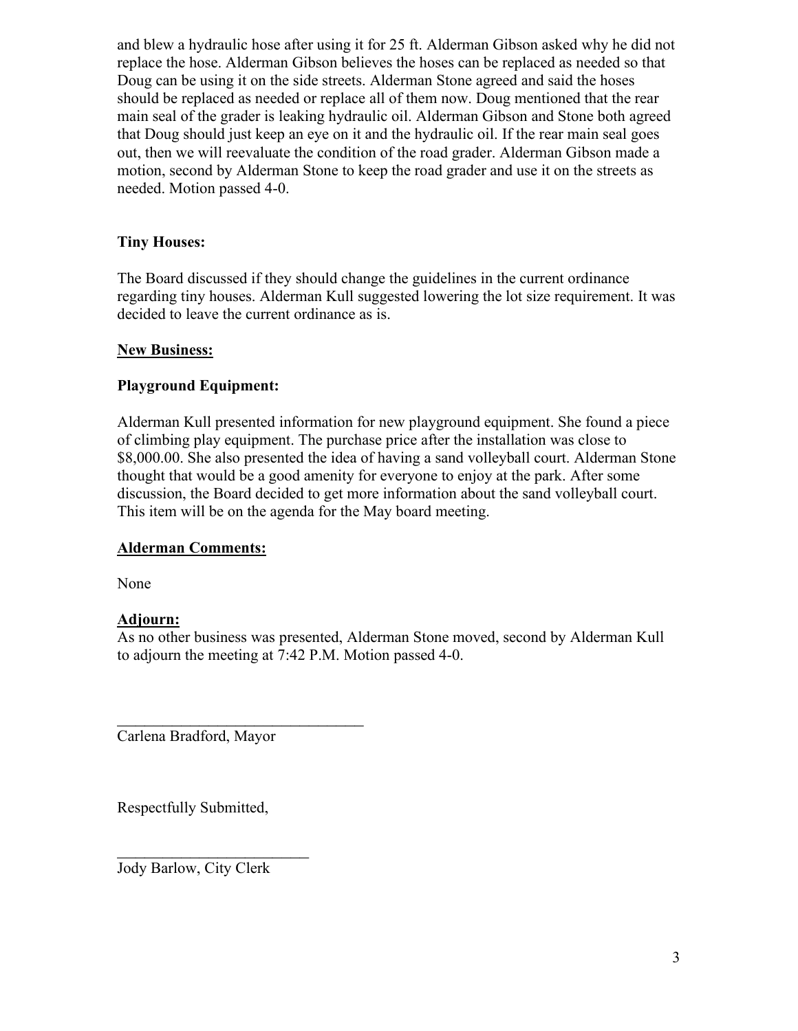and blew a hydraulic hose after using it for 25 ft. Alderman Gibson asked why he did not replace the hose. Alderman Gibson believes the hoses can be replaced as needed so that Doug can be using it on the side streets. Alderman Stone agreed and said the hoses should be replaced as needed or replace all of them now. Doug mentioned that the rear main seal of the grader is leaking hydraulic oil. Alderman Gibson and Stone both agreed that Doug should just keep an eye on it and the hydraulic oil. If the rear main seal goes out, then we will reevaluate the condition of the road grader. Alderman Gibson made a motion, second by Alderman Stone to keep the road grader and use it on the streets as needed. Motion passed 4-0.

**Tiny Houses:**

The Board discussed if they should change the guidelines in the current ordinance regarding tiny houses. Alderman Kull suggested lowering the lot size requirement. It was decided to leave the current ordinance as is.

**New Business:**

**Playground Equipment:**

Alderman Kull presented information for new playground equipment. She found a piece of climbing play equipment. The purchase price after the installation was close to $8,000.00. She also presented the idea of having a sand volleyball court. Alderman Stone thought that would be a good amenity for everyone to enjoy at the park. After some discussion, the Board decided to get more information about the sand volleyball court. This item will be on the agenda for the May board meeting.

**Alderman Comments:**

None

**Adjourn:**
As no other business was presented, Alderman Stone moved, second by Alderman Kull to adjourn the meeting at 7:42 P.M. Motion passed 4-0.

_______________________________
Carlena Bradford, Mayor

Respectfully Submitted,

_______________________
Jody Barlow, City Clerk